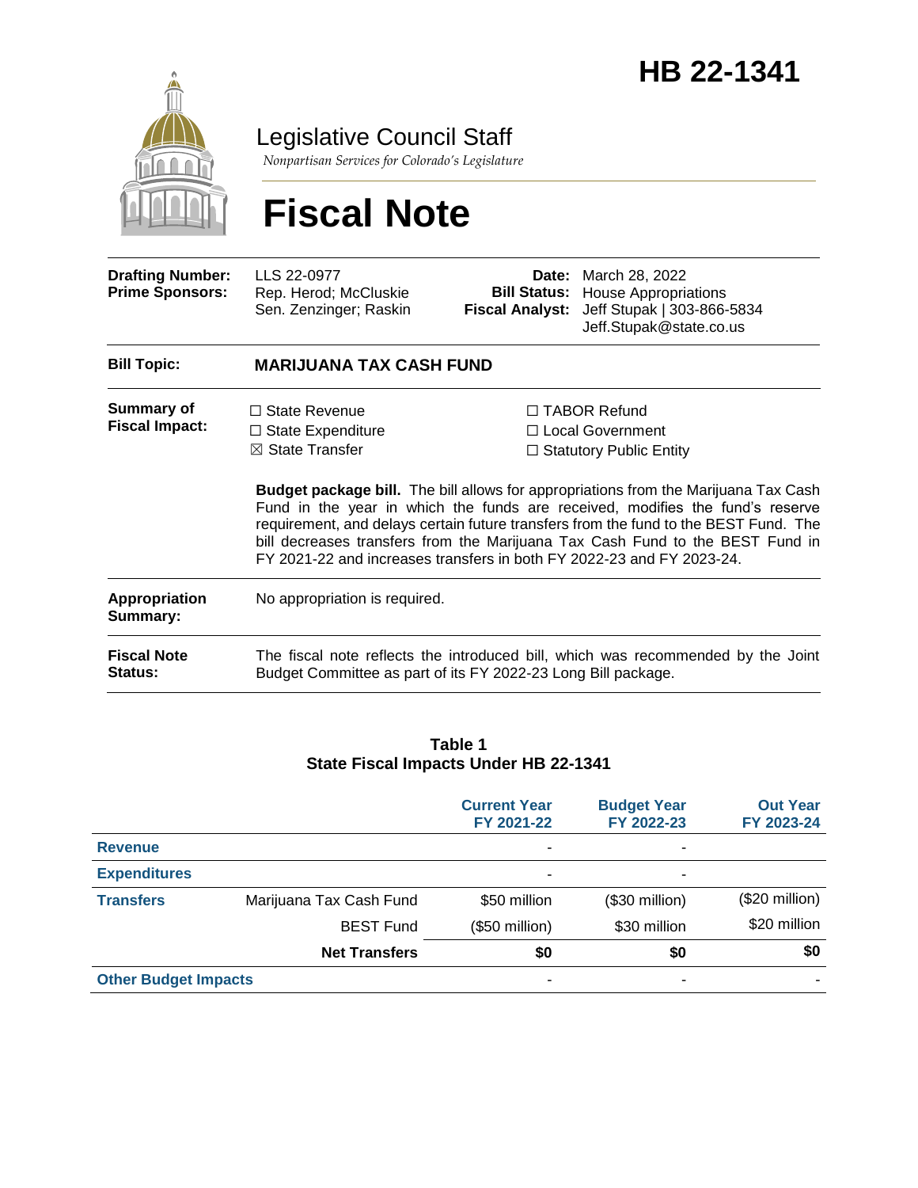# HB 22-1341

## Legislative Council Staff

*Nonpartisan Services for Colorado's Legislature*

# Fiscal Note

| | | | |
|---|---|---|---|
| **Drafting Number:** | LLS 22-0977 | **Date:** | March 28, 2022 |
| **Prime Sponsors:** | Rep. Herod; McCluskie<br>Sen. Zenzinger; Raskin | **Bill Status:** | House Appropriations |
| | | **Fiscal Analyst:** | Jeff Stupak \| 303-866-5834<br>Jeff.Stupak@state.co.us |

| | |
|---|---|
| **Bill Topic:** | **MARIJUANA TAX CASH FUND** |
| **Summary of Fiscal Impact:** | ☐ State Revenue ☐ State Expenditure ☒ State Transfer ☐ TABOR Refund ☐ Local Government ☐ Statutory Public Entity<br><br>**Budget package bill.** The bill allows for appropriations from the Marijuana Tax Cash Fund in the year in which the funds are received, modifies the fund's reserve requirement, and delays certain future transfers from the fund to the BEST Fund. The bill decreases transfers from the Marijuana Tax Cash Fund to the BEST Fund in FY 2021-22 and increases transfers in both FY 2022-23 and FY 2023-24. |
| **Appropriation Summary:** | No appropriation is required. |
| **Fiscal Note Status:** | The fiscal note reflects the introduced bill, which was recommended by the Joint Budget Committee as part of its FY 2022-23 Long Bill package. |

**Table 1**
**State Fiscal Impacts Under HB 22-1341**

| | | Current Year FY 2021-22 | Budget Year FY 2022-23 | Out Year FY 2023-24 |
|---|---|---|---|---|
| **Revenue** | | - | - | |
| **Expenditures** | | - | - | |
| **Transfers** | Marijuana Tax Cash Fund | $50 million | ($30 million) | ($20 million) |
| | BEST Fund | ($50 million) | $30 million | $20 million |
| | **Net Transfers** | **$0** | **$0** | **$0** |
| **Other Budget Impacts** | | - | - | - |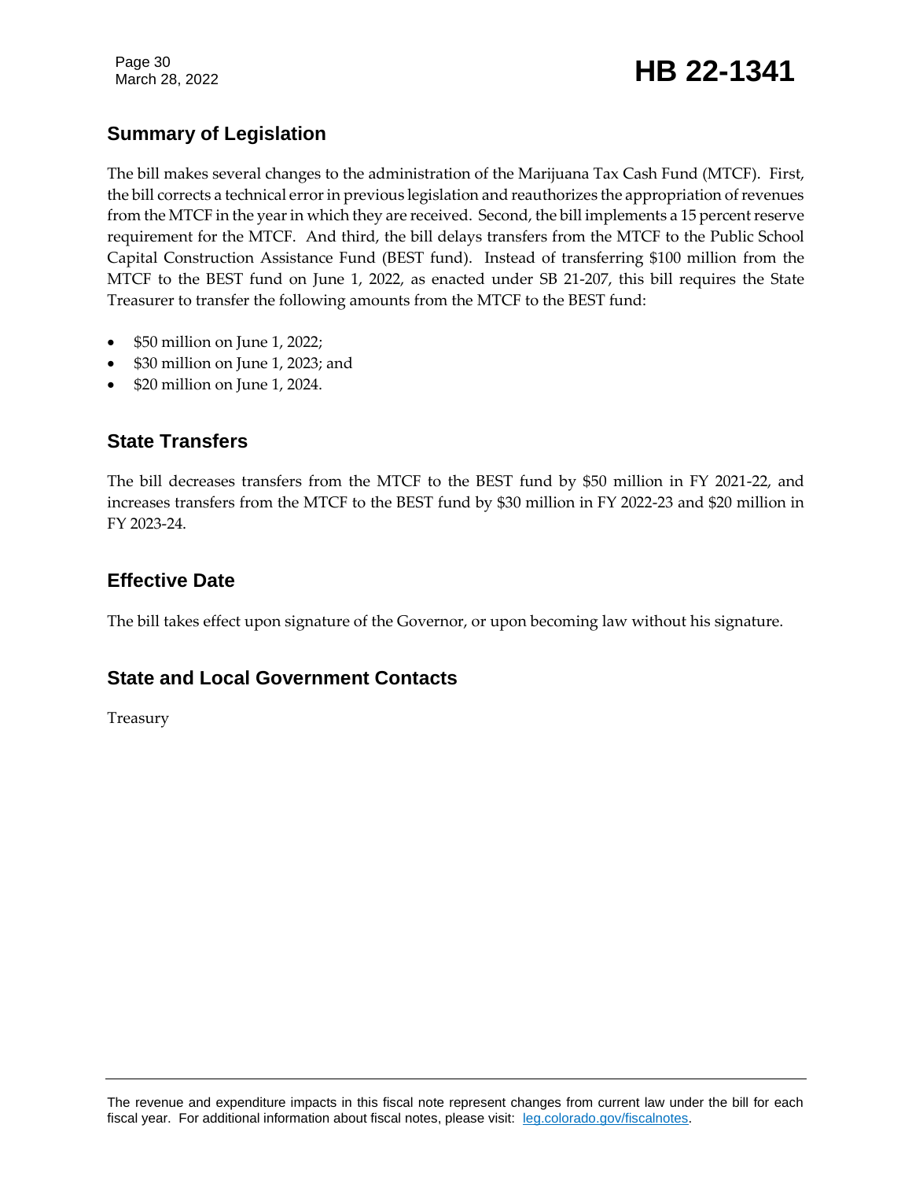## Summary of Legislation

The bill makes several changes to the administration of the Marijuana Tax Cash Fund (MTCF). First, the bill corrects a technical error in previous legislation and reauthorizes the appropriation of revenues from the MTCF in the year in which they are received. Second, the bill implements a 15 percent reserve requirement for the MTCF. And third, the bill delays transfers from the MTCF to the Public School Capital Construction Assistance Fund (BEST fund). Instead of transferring $100 million from the MTCF to the BEST fund on June 1, 2022, as enacted under SB 21-207, this bill requires the State Treasurer to transfer the following amounts from the MTCF to the BEST fund:

- $50 million on June 1, 2022;
- $30 million on June 1, 2023; and
- $20 million on June 1, 2024.

## State Transfers

The bill decreases transfers from the MTCF to the BEST fund by $50 million in FY 2021-22, and increases transfers from the MTCF to the BEST fund by $30 million in FY 2022-23 and $20 million in FY 2023-24.

## Effective Date

The bill takes effect upon signature of the Governor, or upon becoming law without his signature.

## State and Local Government Contacts

Treasury

The revenue and expenditure impacts in this fiscal note represent changes from current law under the bill for each fiscal year. For additional information about fiscal notes, please visit: leg.colorado.gov/fiscalnotes.